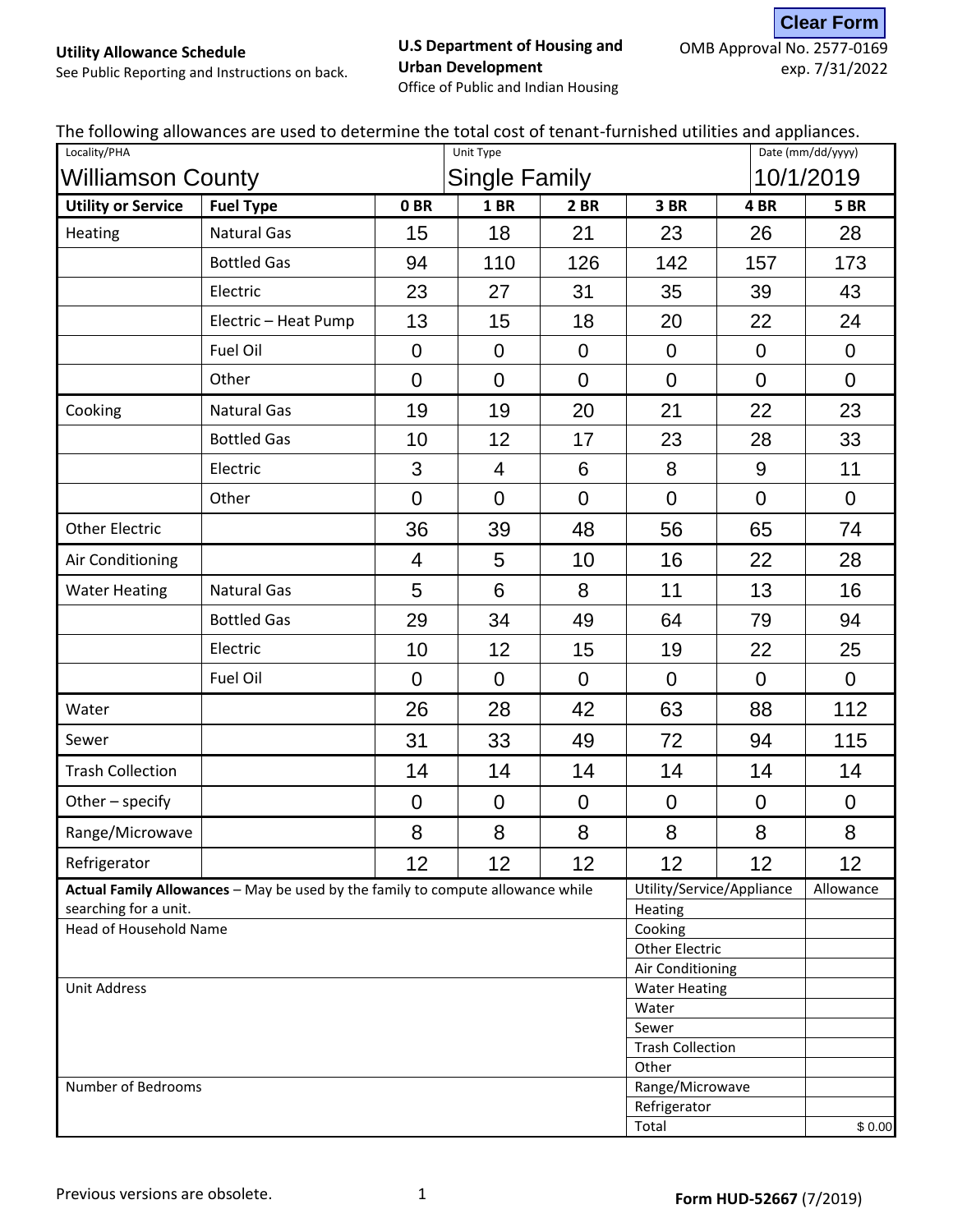**Utility Allowance Schedule**
See Public Reporting and Instructions on back.

**U.S Department of Housing and Urban Development**
Office of Public and Indian Housing

Clear Form

OMB Approval No. 2577-0169
exp. 7/31/2022

The following allowances are used to determine the total cost of tenant-furnished utilities and appliances.

| Locality/PHA | | Unit Type | | | Date (mm/dd/yyyy) | |
|---|---|---|---|---|---|---|
| Williamson County | | Single Family | | | 10/1/2019 | |

| **Utility or Service** | **Fuel Type** | **0 BR** | **1 BR** | **2 BR** | **3 BR** | **4 BR** | **5 BR** |
|---|---|---|---|---|---|---|---|
| Heating | Natural Gas | 15 | 18 | 21 | 23 | 26 | 28 |
| | Bottled Gas | 94 | 110 | 126 | 142 | 157 | 173 |
| | Electric | 23 | 27 | 31 | 35 | 39 | 43 |
| | Electric – Heat Pump | 13 | 15 | 18 | 20 | 22 | 24 |
| | Fuel Oil | 0 | 0 | 0 | 0 | 0 | 0 |
| | Other | 0 | 0 | 0 | 0 | 0 | 0 |
| Cooking | Natural Gas | 19 | 19 | 20 | 21 | 22 | 23 |
| | Bottled Gas | 10 | 12 | 17 | 23 | 28 | 33 |
| | Electric | 3 | 4 | 6 | 8 | 9 | 11 |
| | Other | 0 | 0 | 0 | 0 | 0 | 0 |
| Other Electric | | 36 | 39 | 48 | 56 | 65 | 74 |
| Air Conditioning | | 4 | 5 | 10 | 16 | 22 | 28 |
| Water Heating | Natural Gas | 5 | 6 | 8 | 11 | 13 | 16 |
| | Bottled Gas | 29 | 34 | 49 | 64 | 79 | 94 |
| | Electric | 10 | 12 | 15 | 19 | 22 | 25 |
| | Fuel Oil | 0 | 0 | 0 | 0 | 0 | 0 |
| Water | | 26 | 28 | 42 | 63 | 88 | 112 |
| Sewer | | 31 | 33 | 49 | 72 | 94 | 115 |
| Trash Collection | | 14 | 14 | 14 | 14 | 14 | 14 |
| Other – specify | | 0 | 0 | 0 | 0 | 0 | 0 |
| Range/Microwave | | 8 | 8 | 8 | 8 | 8 | 8 |
| Refrigerator | | 12 | 12 | 12 | 12 | 12 | 12 |

**Actual Family Allowances** – May be used by the family to compute allowance while searching for a unit.

Head of Household Name

Unit Address

Number of Bedrooms

| Utility/Service/Appliance | Allowance |
|---|---|
| Heating | |
| Cooking | |
| Other Electric | |
| Air Conditioning | |
| Water Heating | |
| Water | |
| Sewer | |
| Trash Collection | |
| Other | |
| Range/Microwave | |
| Refrigerator | |
| Total | $ 0.00 |

Previous versions are obsolete.

**Form HUD-52667** (7/2019)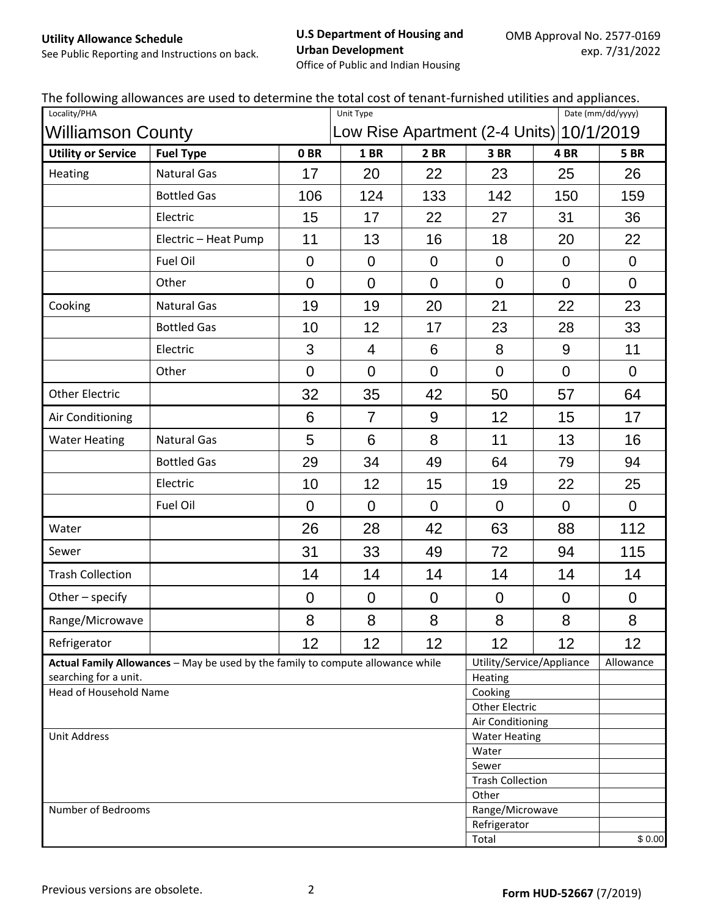**Utility Allowance Schedule**
See Public Reporting and Instructions on back.

**U.S Department of Housing and Urban Development**
Office of Public and Indian Housing

OMB Approval No. 2577-0169
exp. 7/31/2022

The following allowances are used to determine the total cost of tenant-furnished utilities and appliances.

| Locality/PHA | | Unit Type | | | | Date (mm/dd/yyyy) | |
|---|---|---|---|---|---|---|---|
| Williamson County | | Low Rise Apartment (2-4 Units) | | | | 10/1/2019 | |
| **Utility or Service** | **Fuel Type** | **0 BR** | **1 BR** | **2 BR** | **3 BR** | **4 BR** | **5 BR** |
| Heating | Natural Gas | 17 | 20 | 22 | 23 | 25 | 26 |
| | Bottled Gas | 106 | 124 | 133 | 142 | 150 | 159 |
| | Electric | 15 | 17 | 22 | 27 | 31 | 36 |
| | Electric – Heat Pump | 11 | 13 | 16 | 18 | 20 | 22 |
| | Fuel Oil | 0 | 0 | 0 | 0 | 0 | 0 |
| | Other | 0 | 0 | 0 | 0 | 0 | 0 |
| Cooking | Natural Gas | 19 | 19 | 20 | 21 | 22 | 23 |
| | Bottled Gas | 10 | 12 | 17 | 23 | 28 | 33 |
| | Electric | 3 | 4 | 6 | 8 | 9 | 11 |
| | Other | 0 | 0 | 0 | 0 | 0 | 0 |
| Other Electric | | 32 | 35 | 42 | 50 | 57 | 64 |
| Air Conditioning | | 6 | 7 | 9 | 12 | 15 | 17 |
| Water Heating | Natural Gas | 5 | 6 | 8 | 11 | 13 | 16 |
| | Bottled Gas | 29 | 34 | 49 | 64 | 79 | 94 |
| | Electric | 10 | 12 | 15 | 19 | 22 | 25 |
| | Fuel Oil | 0 | 0 | 0 | 0 | 0 | 0 |
| Water | | 26 | 28 | 42 | 63 | 88 | 112 |
| Sewer | | 31 | 33 | 49 | 72 | 94 | 115 |
| Trash Collection | | 14 | 14 | 14 | 14 | 14 | 14 |
| Other – specify | | 0 | 0 | 0 | 0 | 0 | 0 |
| Range/Microwave | | 8 | 8 | 8 | 8 | 8 | 8 |
| Refrigerator | | 12 | 12 | 12 | 12 | 12 | 12 |

**Actual Family Allowances** – May be used by the family to compute allowance while searching for a unit.

Head of Household Name

Unit Address

Number of Bedrooms

| Utility/Service/Appliance | Allowance |
|---|---|
| Heating | |
| Cooking | |
| Other Electric | |
| Air Conditioning | |
| Water Heating | |
| Water | |
| Sewer | |
| Trash Collection | |
| Other | |
| Range/Microwave | |
| Refrigerator | |
| Total | $ 0.00 |

Previous versions are obsolete.

**Form HUD-52667** (7/2019)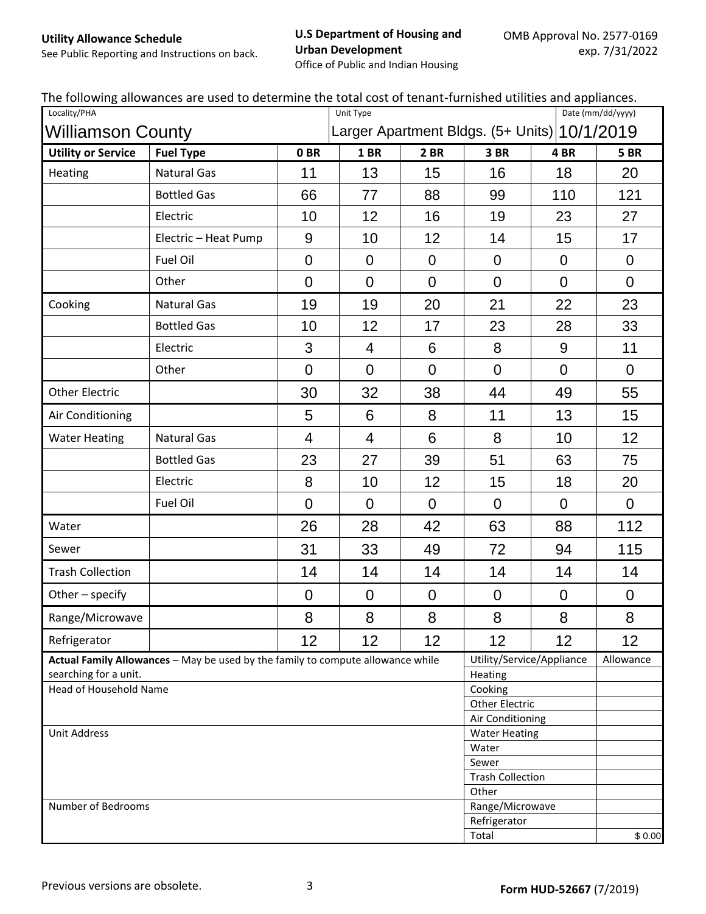**Utility Allowance Schedule**
See Public Reporting and Instructions on back.

**U.S Department of Housing and Urban Development**
Office of Public and Indian Housing

OMB Approval No. 2577-0169
exp. 7/31/2022

The following allowances are used to determine the total cost of tenant-furnished utilities and appliances.

| Locality/PHA | | Unit Type | | | | Date (mm/dd/yyyy) | |
|---|---|---|---|---|---|---|---|
| Williamson County | | Larger Apartment Bldgs. (5+ Units) | | | | 10/1/2019 | |
| **Utility or Service** | **Fuel Type** | **0 BR** | **1 BR** | **2 BR** | **3 BR** | **4 BR** | **5 BR** |
| Heating | Natural Gas | 11 | 13 | 15 | 16 | 18 | 20 |
| | Bottled Gas | 66 | 77 | 88 | 99 | 110 | 121 |
| | Electric | 10 | 12 | 16 | 19 | 23 | 27 |
| | Electric – Heat Pump | 9 | 10 | 12 | 14 | 15 | 17 |
| | Fuel Oil | 0 | 0 | 0 | 0 | 0 | 0 |
| | Other | 0 | 0 | 0 | 0 | 0 | 0 |
| Cooking | Natural Gas | 19 | 19 | 20 | 21 | 22 | 23 |
| | Bottled Gas | 10 | 12 | 17 | 23 | 28 | 33 |
| | Electric | 3 | 4 | 6 | 8 | 9 | 11 |
| | Other | 0 | 0 | 0 | 0 | 0 | 0 |
| Other Electric | | 30 | 32 | 38 | 44 | 49 | 55 |
| Air Conditioning | | 5 | 6 | 8 | 11 | 13 | 15 |
| Water Heating | Natural Gas | 4 | 4 | 6 | 8 | 10 | 12 |
| | Bottled Gas | 23 | 27 | 39 | 51 | 63 | 75 |
| | Electric | 8 | 10 | 12 | 15 | 18 | 20 |
| | Fuel Oil | 0 | 0 | 0 | 0 | 0 | 0 |
| Water | | 26 | 28 | 42 | 63 | 88 | 112 |
| Sewer | | 31 | 33 | 49 | 72 | 94 | 115 |
| Trash Collection | | 14 | 14 | 14 | 14 | 14 | 14 |
| Other – specify | | 0 | 0 | 0 | 0 | 0 | 0 |
| Range/Microwave | | 8 | 8 | 8 | 8 | 8 | 8 |
| Refrigerator | | 12 | 12 | 12 | 12 | 12 | 12 |

**Actual Family Allowances** – May be used by the family to compute allowance while searching for a unit.

Head of Household Name

Unit Address

Number of Bedrooms

| Utility/Service/Appliance | Allowance |
|---|---|
| Heating | |
| Cooking | |
| Other Electric | |
| Air Conditioning | |
| Water Heating | |
| Water | |
| Sewer | |
| Trash Collection | |
| Other | |
| Range/Microwave | |
| Refrigerator | |
| Total | $ 0.00 |

Previous versions are obsolete.

**Form HUD-52667** (7/2019)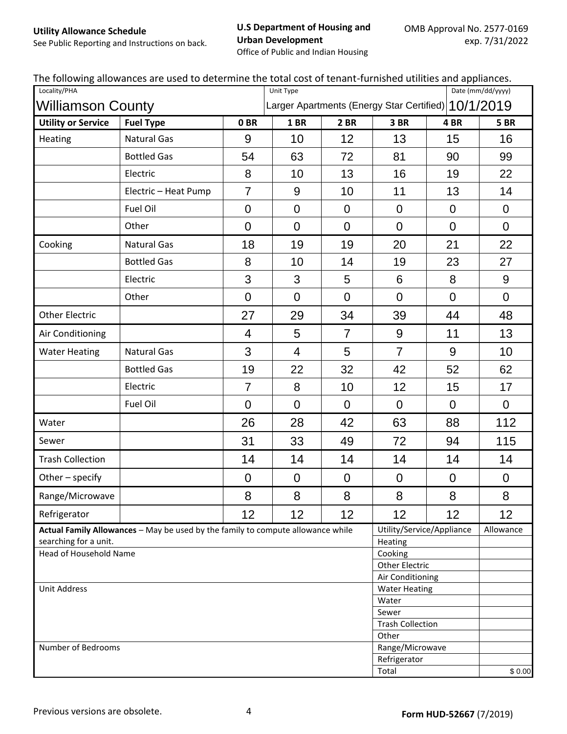**Utility Allowance Schedule**

See Public Reporting and Instructions on back.

**U.S Department of Housing and Urban Development**

Office of Public and Indian Housing

OMB Approval No. 2577-0169 exp. 7/31/2022

The following allowances are used to determine the total cost of tenant-furnished utilities and appliances.

| Locality/PHA | | Unit Type | | | | Date (mm/dd/yyyy) | |
|---|---|---|---|---|---|---|---|
| Williamson County | | Larger Apartments (Energy Star Certified) | | | | 10/1/2019 | |
| **Utility or Service** | **Fuel Type** | **0 BR** | **1 BR** | **2 BR** | **3 BR** | **4 BR** | **5 BR** |
| Heating | Natural Gas | 9 | 10 | 12 | 13 | 15 | 16 |
| | Bottled Gas | 54 | 63 | 72 | 81 | 90 | 99 |
| | Electric | 8 | 10 | 13 | 16 | 19 | 22 |
| | Electric – Heat Pump | 7 | 9 | 10 | 11 | 13 | 14 |
| | Fuel Oil | 0 | 0 | 0 | 0 | 0 | 0 |
| | Other | 0 | 0 | 0 | 0 | 0 | 0 |
| Cooking | Natural Gas | 18 | 19 | 19 | 20 | 21 | 22 |
| | Bottled Gas | 8 | 10 | 14 | 19 | 23 | 27 |
| | Electric | 3 | 3 | 5 | 6 | 8 | 9 |
| | Other | 0 | 0 | 0 | 0 | 0 | 0 |
| Other Electric | | 27 | 29 | 34 | 39 | 44 | 48 |
| Air Conditioning | | 4 | 5 | 7 | 9 | 11 | 13 |
| Water Heating | Natural Gas | 3 | 4 | 5 | 7 | 9 | 10 |
| | Bottled Gas | 19 | 22 | 32 | 42 | 52 | 62 |
| | Electric | 7 | 8 | 10 | 12 | 15 | 17 |
| | Fuel Oil | 0 | 0 | 0 | 0 | 0 | 0 |
| Water | | 26 | 28 | 42 | 63 | 88 | 112 |
| Sewer | | 31 | 33 | 49 | 72 | 94 | 115 |
| Trash Collection | | 14 | 14 | 14 | 14 | 14 | 14 |
| Other – specify | | 0 | 0 | 0 | 0 | 0 | 0 |
| Range/Microwave | | 8 | 8 | 8 | 8 | 8 | 8 |
| Refrigerator | | 12 | 12 | 12 | 12 | 12 | 12 |

**Actual Family Allowances** – May be used by the family to compute allowance while searching for a unit.

Head of Household Name

Unit Address

Number of Bedrooms

| Utility/Service/Appliance | Allowance |
|---|---|
| Heating | |
| Cooking | |
| Other Electric | |
| Air Conditioning | |
| Water Heating | |
| Water | |
| Sewer | |
| Trash Collection | |
| Other | |
| Range/Microwave | |
| Refrigerator | |
| Total | $ 0.00 |

Previous versions are obsolete.

**Form HUD-52667** (7/2019)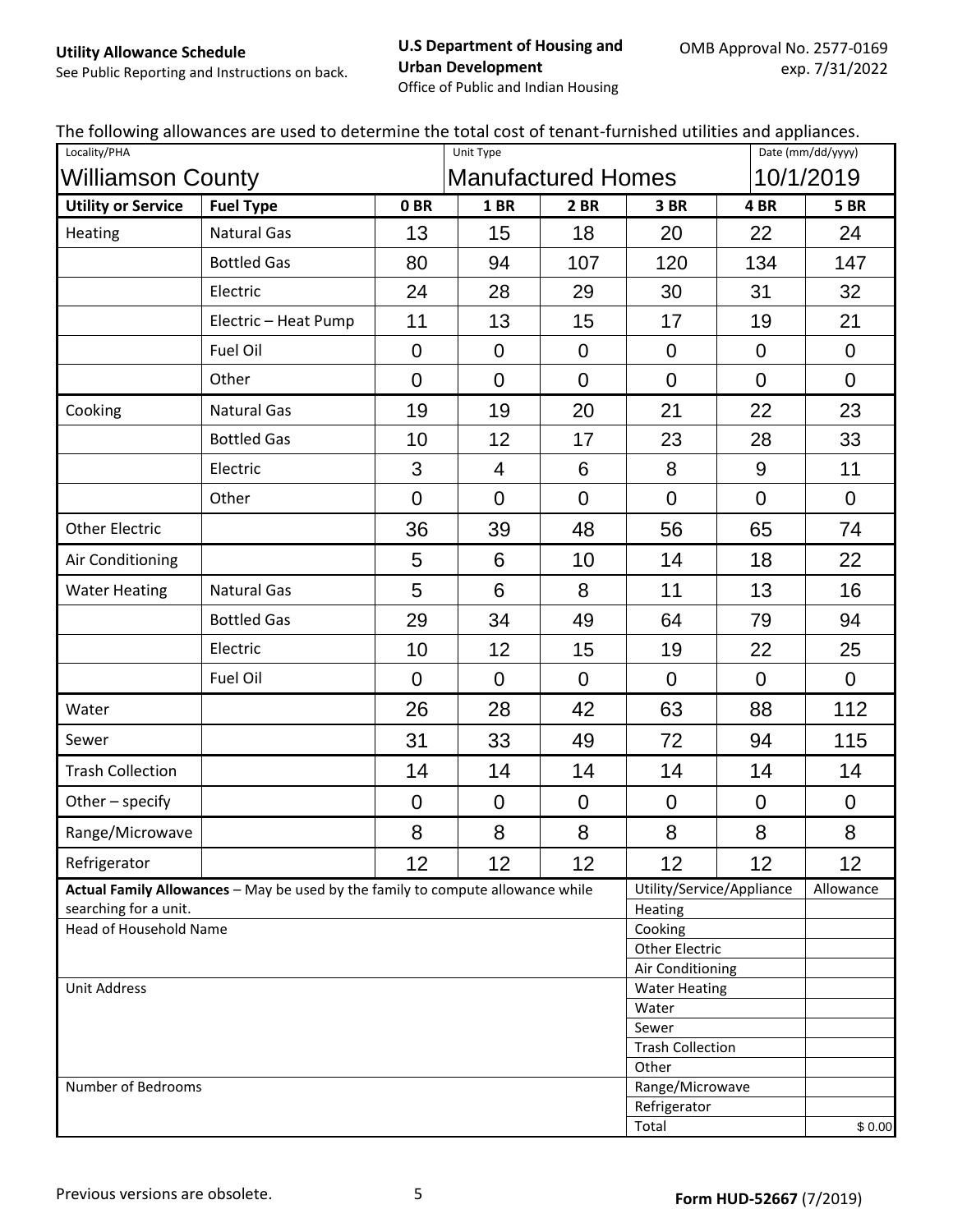**Utility Allowance Schedule**

See Public Reporting and Instructions on back.

**U.S Department of Housing and Urban Development**

Office of Public and Indian Housing

OMB Approval No. 2577-0169
exp. 7/31/2022

The following allowances are used to determine the total cost of tenant-furnished utilities and appliances.

| Locality/PHA | | Unit Type | | | | Date (mm/dd/yyyy) | |
|---|---|---|---|---|---|---|---|
| Williamson County | | Manufactured Homes | | | | 10/1/2019 | |
| **Utility or Service** | **Fuel Type** | **0 BR** | **1 BR** | **2 BR** | **3 BR** | **4 BR** | **5 BR** |
| Heating | Natural Gas | 13 | 15 | 18 | 20 | 22 | 24 |
| | Bottled Gas | 80 | 94 | 107 | 120 | 134 | 147 |
| | Electric | 24 | 28 | 29 | 30 | 31 | 32 |
| | Electric – Heat Pump | 11 | 13 | 15 | 17 | 19 | 21 |
| | Fuel Oil | 0 | 0 | 0 | 0 | 0 | 0 |
| | Other | 0 | 0 | 0 | 0 | 0 | 0 |
| Cooking | Natural Gas | 19 | 19 | 20 | 21 | 22 | 23 |
| | Bottled Gas | 10 | 12 | 17 | 23 | 28 | 33 |
| | Electric | 3 | 4 | 6 | 8 | 9 | 11 |
| | Other | 0 | 0 | 0 | 0 | 0 | 0 |
| Other Electric | | 36 | 39 | 48 | 56 | 65 | 74 |
| Air Conditioning | | 5 | 6 | 10 | 14 | 18 | 22 |
| Water Heating | Natural Gas | 5 | 6 | 8 | 11 | 13 | 16 |
| | Bottled Gas | 29 | 34 | 49 | 64 | 79 | 94 |
| | Electric | 10 | 12 | 15 | 19 | 22 | 25 |
| | Fuel Oil | 0 | 0 | 0 | 0 | 0 | 0 |
| Water | | 26 | 28 | 42 | 63 | 88 | 112 |
| Sewer | | 31 | 33 | 49 | 72 | 94 | 115 |
| Trash Collection | | 14 | 14 | 14 | 14 | 14 | 14 |
| Other – specify | | 0 | 0 | 0 | 0 | 0 | 0 |
| Range/Microwave | | 8 | 8 | 8 | 8 | 8 | 8 |
| Refrigerator | | 12 | 12 | 12 | 12 | 12 | 12 |

**Actual Family Allowances** – May be used by the family to compute allowance while searching for a unit.

Head of Household Name

Unit Address

Number of Bedrooms

| Utility/Service/Appliance | Allowance |
|---|---|
| Heating | |
| Cooking | |
| Other Electric | |
| Air Conditioning | |
| Water Heating | |
| Water | |
| Sewer | |
| Trash Collection | |
| Other | |
| Range/Microwave | |
| Refrigerator | |
| Total | $ 0.00 |

Previous versions are obsolete.

**Form HUD-52667** (7/2019)